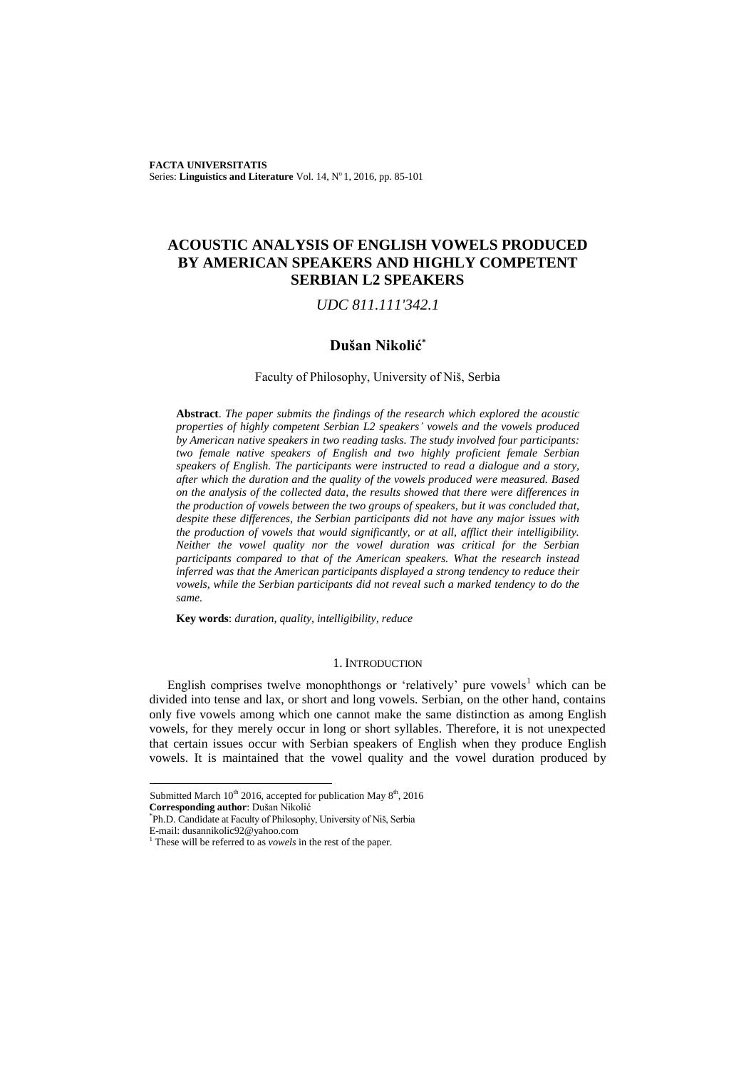**FACTA UNIVERSITATIS**
Series: **Linguistics and Literature** Vol. 14, N° 1, 2016, pp. 85-101

# ACOUSTIC ANALYSIS OF ENGLISH VOWELS PRODUCED BY AMERICAN SPEAKERS AND HIGHLY COMPETENT SERBIAN L2 SPEAKERS

*UDC 811.111'342.1*

## Dušan Nikolić[*]

Faculty of Philosophy, University of Niš, Serbia

**Abstract**. *The paper submits the findings of the research which explored the acoustic properties of highly competent Serbian L2 speakers' vowels and the vowels produced by American native speakers in two reading tasks. The study involved four participants: two female native speakers of English and two highly proficient female Serbian speakers of English. The participants were instructed to read a dialogue and a story, after which the duration and the quality of the vowels produced were measured. Based on the analysis of the collected data, the results showed that there were differences in the production of vowels between the two groups of speakers, but it was concluded that, despite these differences, the Serbian participants did not have any major issues with the production of vowels that would significantly, or at all, afflict their intelligibility. Neither the vowel quality nor the vowel duration was critical for the Serbian participants compared to that of the American speakers. What the research instead inferred was that the American participants displayed a strong tendency to reduce their vowels, while the Serbian participants did not reveal such a marked tendency to do the same.*

**Key words**: *duration, quality, intelligibility, reduce*

## 1. INTRODUCTION

English comprises twelve monophthongs or 'relatively' pure vowels[1] which can be divided into tense and lax, or short and long vowels. Serbian, on the other hand, contains only five vowels among which one cannot make the same distinction as among English vowels, for they merely occur in long or short syllables. Therefore, it is not unexpected that certain issues occur with Serbian speakers of English when they produce English vowels. It is maintained that the vowel quality and the vowel duration produced by

---

Submitted March 10th 2016, accepted for publication May 8th, 2016
**Corresponding author**: Dušan Nikolić
[*] Ph.D. Candidate at Faculty of Philosophy, University of Niš, Serbia
E-mail: dusannikolic92@yahoo.com
[1] These will be referred to as *vowels* in the rest of the paper.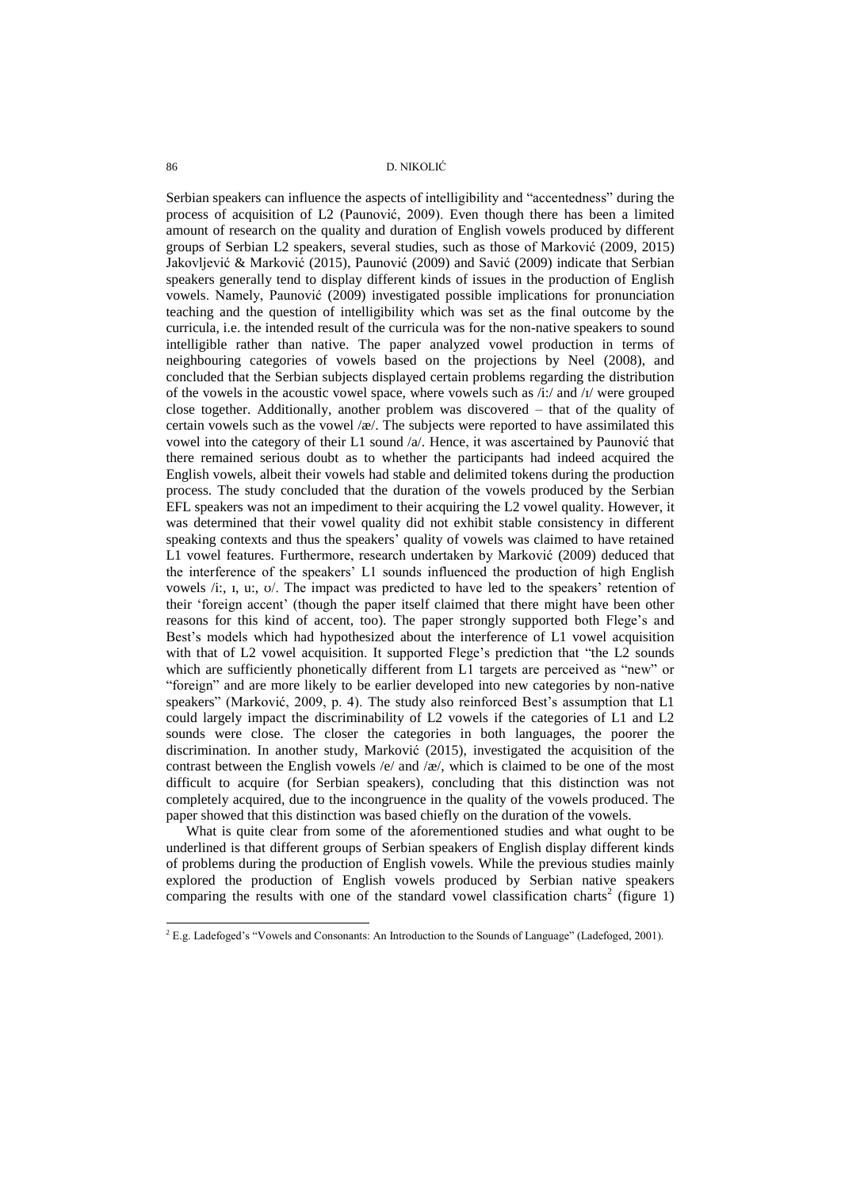Serbian speakers can influence the aspects of intelligibility and "accentedness" during the process of acquisition of L2 (Paunović, 2009). Even though there has been a limited amount of research on the quality and duration of English vowels produced by different groups of Serbian L2 speakers, several studies, such as those of Marković (2009, 2015) Jakovljević & Marković (2015), Paunović (2009) and Savić (2009) indicate that Serbian speakers generally tend to display different kinds of issues in the production of English vowels. Namely, Paunović (2009) investigated possible implications for pronunciation teaching and the question of intelligibility which was set as the final outcome by the curricula, i.e. the intended result of the curricula was for the non-native speakers to sound intelligible rather than native. The paper analyzed vowel production in terms of neighbouring categories of vowels based on the projections by Neel (2008), and concluded that the Serbian subjects displayed certain problems regarding the distribution of the vowels in the acoustic vowel space, where vowels such as /iː/ and /ɪ/ were grouped close together. Additionally, another problem was discovered – that of the quality of certain vowels such as the vowel /æ/. The subjects were reported to have assimilated this vowel into the category of their L1 sound /a/. Hence, it was ascertained by Paunović that there remained serious doubt as to whether the participants had indeed acquired the English vowels, albeit their vowels had stable and delimited tokens during the production process. The study concluded that the duration of the vowels produced by the Serbian EFL speakers was not an impediment to their acquiring the L2 vowel quality. However, it was determined that their vowel quality did not exhibit stable consistency in different speaking contexts and thus the speakers' quality of vowels was claimed to have retained L1 vowel features. Furthermore, research undertaken by Marković (2009) deduced that the interference of the speakers' L1 sounds influenced the production of high English vowels /iː, ɪ, uː, ʊ/. The impact was predicted to have led to the speakers' retention of their 'foreign accent' (though the paper itself claimed that there might have been other reasons for this kind of accent, too). The paper strongly supported both Flege's and Best's models which had hypothesized about the interference of L1 vowel acquisition with that of L2 vowel acquisition. It supported Flege's prediction that "the L2 sounds which are sufficiently phonetically different from L1 targets are perceived as "new" or "foreign" and are more likely to be earlier developed into new categories by non-native speakers" (Marković, 2009, p. 4). The study also reinforced Best's assumption that L1 could largely impact the discriminability of L2 vowels if the categories of L1 and L2 sounds were close. The closer the categories in both languages, the poorer the discrimination. In another study, Marković (2015), investigated the acquisition of the contrast between the English vowels /e/ and /æ/, which is claimed to be one of the most difficult to acquire (for Serbian speakers), concluding that this distinction was not completely acquired, due to the incongruence in the quality of the vowels produced. The paper showed that this distinction was based chiefly on the duration of the vowels.

What is quite clear from some of the aforementioned studies and what ought to be underlined is that different groups of Serbian speakers of English display different kinds of problems during the production of English vowels. While the previous studies mainly explored the production of English vowels produced by Serbian native speakers comparing the results with one of the standard vowel classification charts[2] (figure 1)

[2] E.g. Ladefoged's "Vowels and Consonants: An Introduction to the Sounds of Language" (Ladefoged, 2001).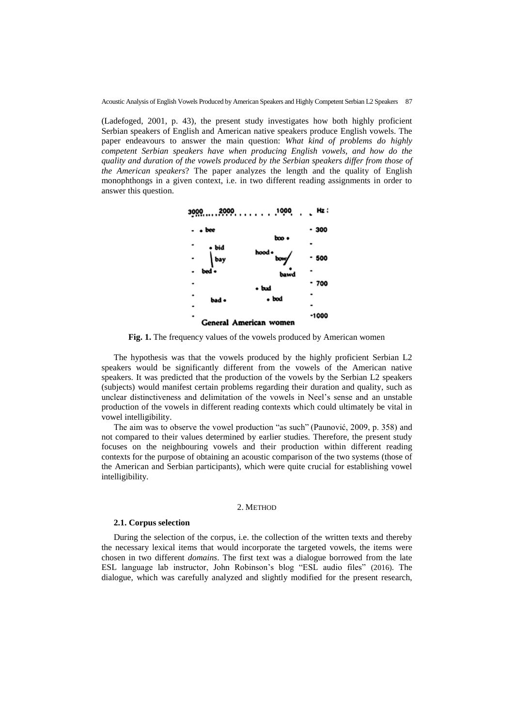(Ladefoged, 2001, p. 43), the present study investigates how both highly proficient Serbian speakers of English and American native speakers produce English vowels. The paper endeavours to answer the main question: *What kind of problems do highly competent Serbian speakers have when producing English vowels, and how do the quality and duration of the vowels produced by the Serbian speakers differ from those of the American speakers*? The paper analyzes the length and the quality of English monophthongs in a given context, i.e. in two different reading assignments in order to answer this question.

**Fig. 1.** The frequency values of the vowels produced by American women

The hypothesis was that the vowels produced by the highly proficient Serbian L2 speakers would be significantly different from the vowels of the American native speakers. It was predicted that the production of the vowels by the Serbian L2 speakers (subjects) would manifest certain problems regarding their duration and quality, such as unclear distinctiveness and delimitation of the vowels in Neel's sense and an unstable production of the vowels in different reading contexts which could ultimately be vital in vowel intelligibility.

The aim was to observe the vowel production "as such" (Paunović, 2009, p. 358) and not compared to their values determined by earlier studies. Therefore, the present study focuses on the neighbouring vowels and their production within different reading contexts for the purpose of obtaining an acoustic comparison of the two systems (those of the American and Serbian participants), which were quite crucial for establishing vowel intelligibility.

## 2. METHOD

### 2.1. Corpus selection

During the selection of the corpus, i.e. the collection of the written texts and thereby the necessary lexical items that would incorporate the targeted vowels, the items were chosen in two different *domains*. The first text was a dialogue borrowed from the late ESL language lab instructor, John Robinson's blog "ESL audio files" (2016). The dialogue, which was carefully analyzed and slightly modified for the present research,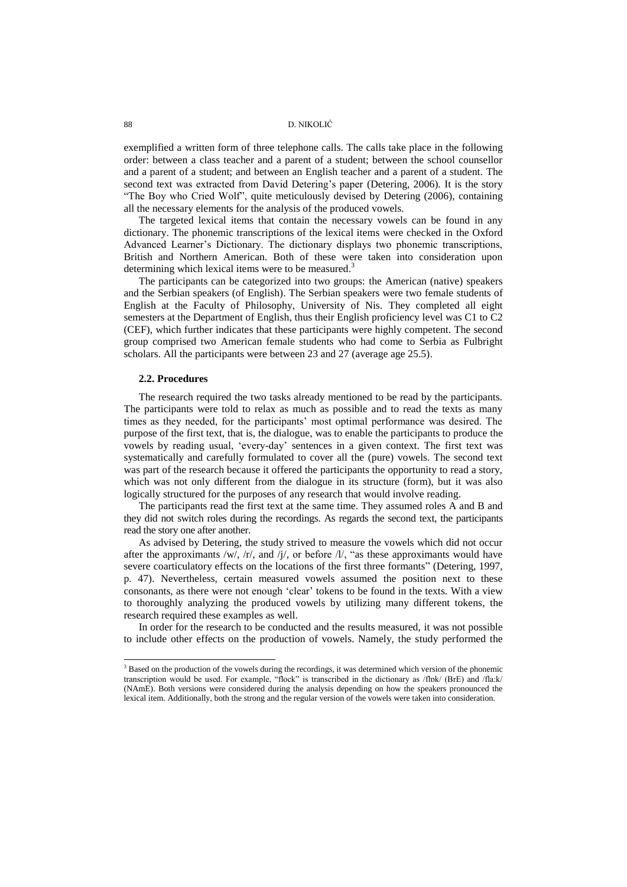exemplified a written form of three telephone calls. The calls take place in the following order: between a class teacher and a parent of a student; between the school counsellor and a parent of a student; and between an English teacher and a parent of a student. The second text was extracted from David Detering's paper (Detering, 2006). It is the story "The Boy who Cried Wolf", quite meticulously devised by Detering (2006), containing all the necessary elements for the analysis of the produced vowels.

The targeted lexical items that contain the necessary vowels can be found in any dictionary. The phonemic transcriptions of the lexical items were checked in the Oxford Advanced Learner's Dictionary. The dictionary displays two phonemic transcriptions, British and Northern American. Both of these were taken into consideration upon determining which lexical items were to be measured.[3]

The participants can be categorized into two groups: the American (native) speakers and the Serbian speakers (of English). The Serbian speakers were two female students of English at the Faculty of Philosophy, University of Nis. They completed all eight semesters at the Department of English, thus their English proficiency level was C1 to C2 (CEF), which further indicates that these participants were highly competent. The second group comprised two American female students who had come to Serbia as Fulbright scholars. All the participants were between 23 and 27 (average age 25.5).

### 2.2. Procedures

The research required the two tasks already mentioned to be read by the participants. The participants were told to relax as much as possible and to read the texts as many times as they needed, for the participants' most optimal performance was desired. The purpose of the first text, that is, the dialogue, was to enable the participants to produce the vowels by reading usual, 'every-day' sentences in a given context. The first text was systematically and carefully formulated to cover all the (pure) vowels. The second text was part of the research because it offered the participants the opportunity to read a story, which was not only different from the dialogue in its structure (form), but it was also logically structured for the purposes of any research that would involve reading.

The participants read the first text at the same time. They assumed roles A and B and they did not switch roles during the recordings. As regards the second text, the participants read the story one after another.

As advised by Detering, the study strived to measure the vowels which did not occur after the approximants /w/, /r/, and /j/, or before /l/, "as these approximants would have severe coarticulatory effects on the locations of the first three formants" (Detering, 1997, p. 47). Nevertheless, certain measured vowels assumed the position next to these consonants, as there were not enough 'clear' tokens to be found in the texts. With a view to thoroughly analyzing the produced vowels by utilizing many different tokens, the research required these examples as well.

In order for the research to be conducted and the results measured, it was not possible to include other effects on the production of vowels. Namely, the study performed the

---

[3] Based on the production of the vowels during the recordings, it was determined which version of the phonemic transcription would be used. For example, "flock" is transcribed in the dictionary as /flɒk/ (BrE) and /flaːk/ (NAmE). Both versions were considered during the analysis depending on how the speakers pronounced the lexical item. Additionally, both the strong and the regular version of the vowels were taken into consideration.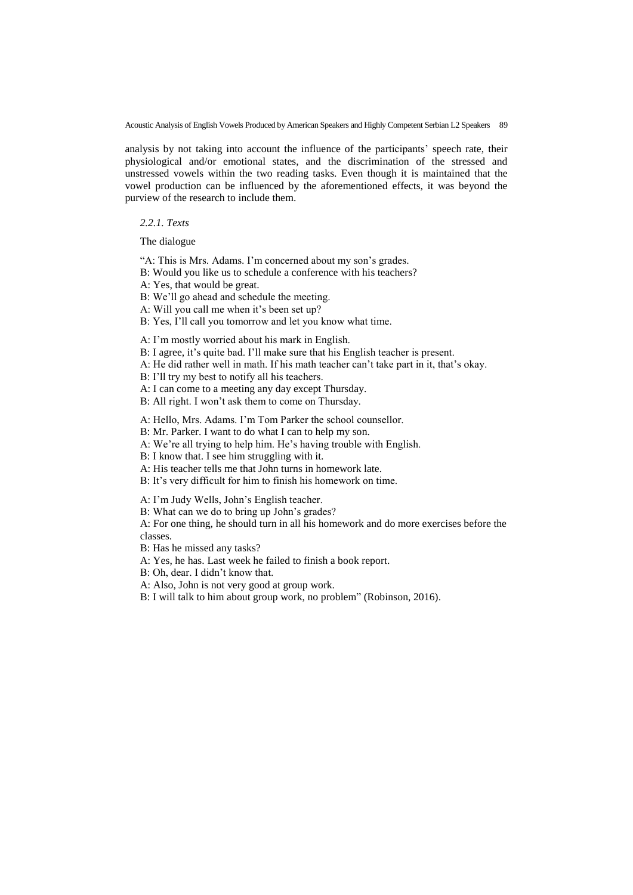analysis by not taking into account the influence of the participants' speech rate, their physiological and/or emotional states, and the discrimination of the stressed and unstressed vowels within the two reading tasks. Even though it is maintained that the vowel production can be influenced by the aforementioned effects, it was beyond the purview of the research to include them.

*2.2.1. Texts*

The dialogue

"A: This is Mrs. Adams. I'm concerned about my son's grades.
B: Would you like us to schedule a conference with his teachers?
A: Yes, that would be great.
B: We'll go ahead and schedule the meeting.
A: Will you call me when it's been set up?
B: Yes, I'll call you tomorrow and let you know what time.

A: I'm mostly worried about his mark in English.
B: I agree, it's quite bad. I'll make sure that his English teacher is present.
A: He did rather well in math. If his math teacher can't take part in it, that's okay.
B: I'll try my best to notify all his teachers.
A: I can come to a meeting any day except Thursday.
B: All right. I won't ask them to come on Thursday.

A: Hello, Mrs. Adams. I'm Tom Parker the school counsellor.
B: Mr. Parker. I want to do what I can to help my son.
A: We're all trying to help him. He's having trouble with English.
B: I know that. I see him struggling with it.
A: His teacher tells me that John turns in homework late.
B: It's very difficult for him to finish his homework on time.

A: I'm Judy Wells, John's English teacher.
B: What can we do to bring up John's grades?
A: For one thing, he should turn in all his homework and do more exercises before the classes.
B: Has he missed any tasks?
A: Yes, he has. Last week he failed to finish a book report.
B: Oh, dear. I didn't know that.
A: Also, John is not very good at group work.
B: I will talk to him about group work, no problem" (Robinson, 2016).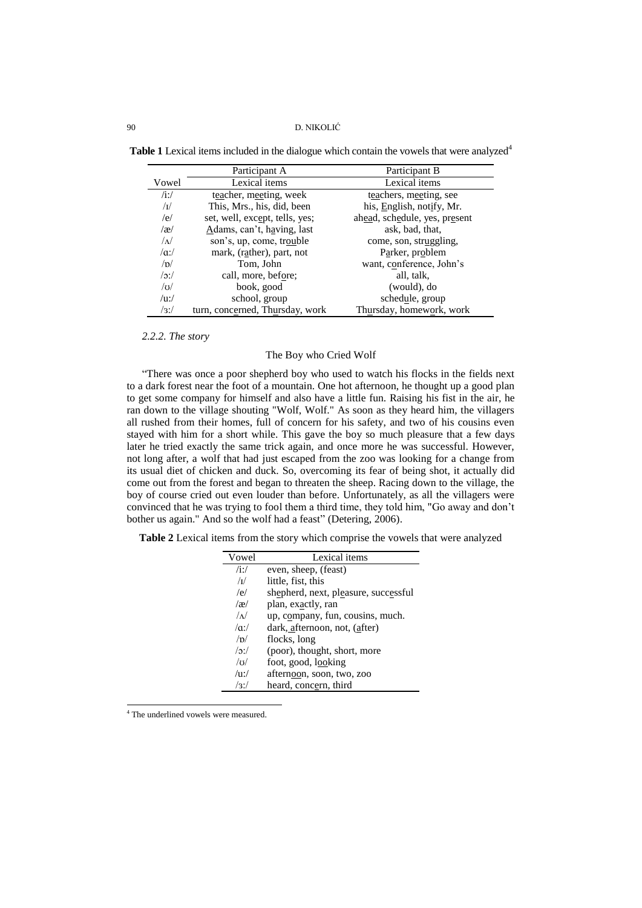**Table 1** Lexical items included in the dialogue which contain the vowels that were analyzed[4]

| | Participant A | Participant B |
|---|---|---|
| Vowel | Lexical items | Lexical items |
| /iː/ | teacher, meeting, week | teachers, meeting, see |
| /ɪ/ | This, Mrs., his, did, been | his, English, notify, Mr. |
| /e/ | set, well, except, tells, yes; | ahead, schedule, yes, present |
| /æ/ | Adams, can't, having, last | ask, bad, that, |
| /ʌ/ | son's, up, come, trouble | come, son, struggling, |
| /ɑː/ | mark, (rather), part, not | Parker, problem |
| /ɒ/ | Tom, John | want, conference, John's |
| /ɔː/ | call, more, before; | all, talk, |
| /ʊ/ | book, good | (would), do |
| /uː/ | school, group | schedule, group |
| /ɜː/ | turn, concerned, Thursday, work | Thursday, homework, work |

*2.2.2. The story*

The Boy who Cried Wolf

"There was once a poor shepherd boy who used to watch his flocks in the fields next to a dark forest near the foot of a mountain. One hot afternoon, he thought up a good plan to get some company for himself and also have a little fun. Raising his fist in the air, he ran down to the village shouting "Wolf, Wolf." As soon as they heard him, the villagers all rushed from their homes, full of concern for his safety, and two of his cousins even stayed with him for a short while. This gave the boy so much pleasure that a few days later he tried exactly the same trick again, and once more he was successful. However, not long after, a wolf that had just escaped from the zoo was looking for a change from its usual diet of chicken and duck. So, overcoming its fear of being shot, it actually did come out from the forest and began to threaten the sheep. Racing down to the village, the boy of course cried out even louder than before. Unfortunately, as all the villagers were convinced that he was trying to fool them a third time, they told him, "Go away and don't bother us again." And so the wolf had a feast" (Detering, 2006).

**Table 2** Lexical items from the story which comprise the vowels that were analyzed

| Vowel | Lexical items |
|---|---|
| /iː/ | even, sheep, (feast) |
| /ɪ/ | little, fist, this |
| /e/ | shepherd, next, pleasure, successful |
| /æ/ | plan, exactly, ran |
| /ʌ/ | up, company, fun, cousins, much. |
| /ɑː/ | dark, afternoon, not, (after) |
| /ɒ/ | flocks, long |
| /ɔː/ | (poor), thought, short, more |
| /ʊ/ | foot, good, looking |
| /uː/ | afternoon, soon, two, zoo |
| /ɜː/ | heard, concern, third |

[4] The underlined vowels were measured.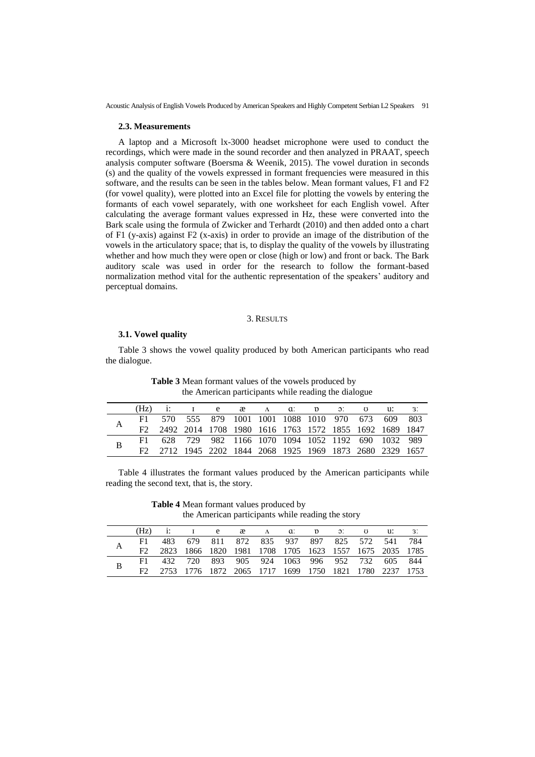### 2.3. Measurements

A laptop and a Microsoft lx-3000 headset microphone were used to conduct the recordings, which were made in the sound recorder and then analyzed in PRAAT, speech analysis computer software (Boersma & Weenik, 2015). The vowel duration in seconds (s) and the quality of the vowels expressed in formant frequencies were measured in this software, and the results can be seen in the tables below. Mean formant values, F1 and F2 (for vowel quality), were plotted into an Excel file for plotting the vowels by entering the formants of each vowel separately, with one worksheet for each English vowel. After calculating the average formant values expressed in Hz, these were converted into the Bark scale using the formula of Zwicker and Terhardt (2010) and then added onto a chart of F1 (y-axis) against F2 (x-axis) in order to provide an image of the distribution of the vowels in the articulatory space; that is, to display the quality of the vowels by illustrating whether and how much they were open or close (high or low) and front or back. The Bark auditory scale was used in order for the research to follow the formant-based normalization method vital for the authentic representation of the speakers' auditory and perceptual domains.

## 3. RESULTS

### 3.1. Vowel quality

Table 3 shows the vowel quality produced by both American participants who read the dialogue.

**Table 3** Mean formant values of the vowels produced by the American participants while reading the dialogue

| | (Hz) | iː | ɪ | e | æ | ʌ | ɑː | ɒ | ɔː | ʊ | uː | ɜː |
|---|---|---|---|---|---|---|---|---|---|---|---|---|
| A | F1 | 570 | 555 | 879 | 1001 | 1001 | 1088 | 1010 | 970 | 673 | 609 | 803 |
| | F2 | 2492 | 2014 | 1708 | 1980 | 1616 | 1763 | 1572 | 1855 | 1692 | 1689 | 1847 |
| B | F1 | 628 | 729 | 982 | 1166 | 1070 | 1094 | 1052 | 1192 | 690 | 1032 | 989 |
| | F2 | 2712 | 1945 | 2202 | 1844 | 2068 | 1925 | 1969 | 1873 | 2680 | 2329 | 1657 |

Table 4 illustrates the formant values produced by the American participants while reading the second text, that is, the story.

**Table 4** Mean formant values produced by the American participants while reading the story

| | (Hz) | iː | ɪ | e | æ | ʌ | ɑː | ɒ | ɔː | ʊ | uː | ɜː |
|---|---|---|---|---|---|---|---|---|---|---|---|---|
| A | F1 | 483 | 679 | 811 | 872 | 835 | 937 | 897 | 825 | 572 | 541 | 784 |
| | F2 | 2823 | 1866 | 1820 | 1981 | 1708 | 1705 | 1623 | 1557 | 1675 | 2035 | 1785 |
| B | F1 | 432 | 720 | 893 | 905 | 924 | 1063 | 996 | 952 | 732 | 605 | 844 |
| | F2 | 2753 | 1776 | 1872 | 2065 | 1717 | 1699 | 1750 | 1821 | 1780 | 2237 | 1753 |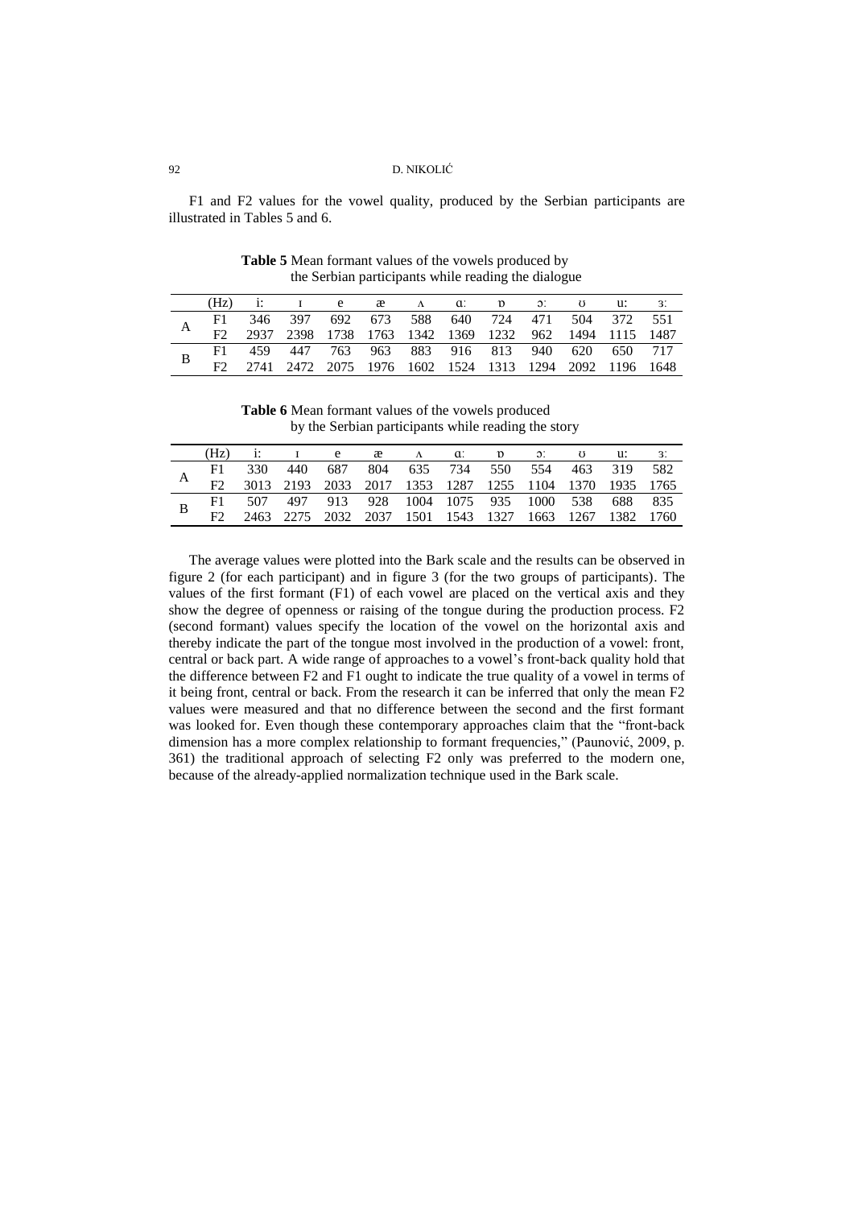F1 and F2 values for the vowel quality, produced by the Serbian participants are illustrated in Tables 5 and 6.

**Table 5** Mean formant values of the vowels produced by the Serbian participants while reading the dialogue

| | (Hz) | iː | ɪ | e | æ | ʌ | ɑː | ɒ | ɔː | ʊ | uː | ɜː |
|---|---|---|---|---|---|---|---|---|---|---|---|---|
| A | F1 | 346 | 397 | 692 | 673 | 588 | 640 | 724 | 471 | 504 | 372 | 551 |
| | F2 | 2937 | 2398 | 1738 | 1763 | 1342 | 1369 | 1232 | 962 | 1494 | 1115 | 1487 |
| B | F1 | 459 | 447 | 763 | 963 | 883 | 916 | 813 | 940 | 620 | 650 | 717 |
| | F2 | 2741 | 2472 | 2075 | 1976 | 1602 | 1524 | 1313 | 1294 | 2092 | 1196 | 1648 |

**Table 6** Mean formant values of the vowels produced by the Serbian participants while reading the story

| | (Hz) | iː | ɪ | e | æ | ʌ | ɑː | ɒ | ɔː | ʊ | uː | ɜː |
|---|---|---|---|---|---|---|---|---|---|---|---|---|
| A | F1 | 330 | 440 | 687 | 804 | 635 | 734 | 550 | 554 | 463 | 319 | 582 |
| | F2 | 3013 | 2193 | 2033 | 2017 | 1353 | 1287 | 1255 | 1104 | 1370 | 1935 | 1765 |
| B | F1 | 507 | 497 | 913 | 928 | 1004 | 1075 | 935 | 1000 | 538 | 688 | 835 |
| | F2 | 2463 | 2275 | 2032 | 2037 | 1501 | 1543 | 1327 | 1663 | 1267 | 1382 | 1760 |

The average values were plotted into the Bark scale and the results can be observed in figure 2 (for each participant) and in figure 3 (for the two groups of participants). The values of the first formant (F1) of each vowel are placed on the vertical axis and they show the degree of openness or raising of the tongue during the production process. F2 (second formant) values specify the location of the vowel on the horizontal axis and thereby indicate the part of the tongue most involved in the production of a vowel: front, central or back part. A wide range of approaches to a vowel's front-back quality hold that the difference between F2 and F1 ought to indicate the true quality of a vowel in terms of it being front, central or back. From the research it can be inferred that only the mean F2 values were measured and that no difference between the second and the first formant was looked for. Even though these contemporary approaches claim that the "front-back dimension has a more complex relationship to formant frequencies," (Paunović, 2009, p. 361) the traditional approach of selecting F2 only was preferred to the modern one, because of the already-applied normalization technique used in the Bark scale.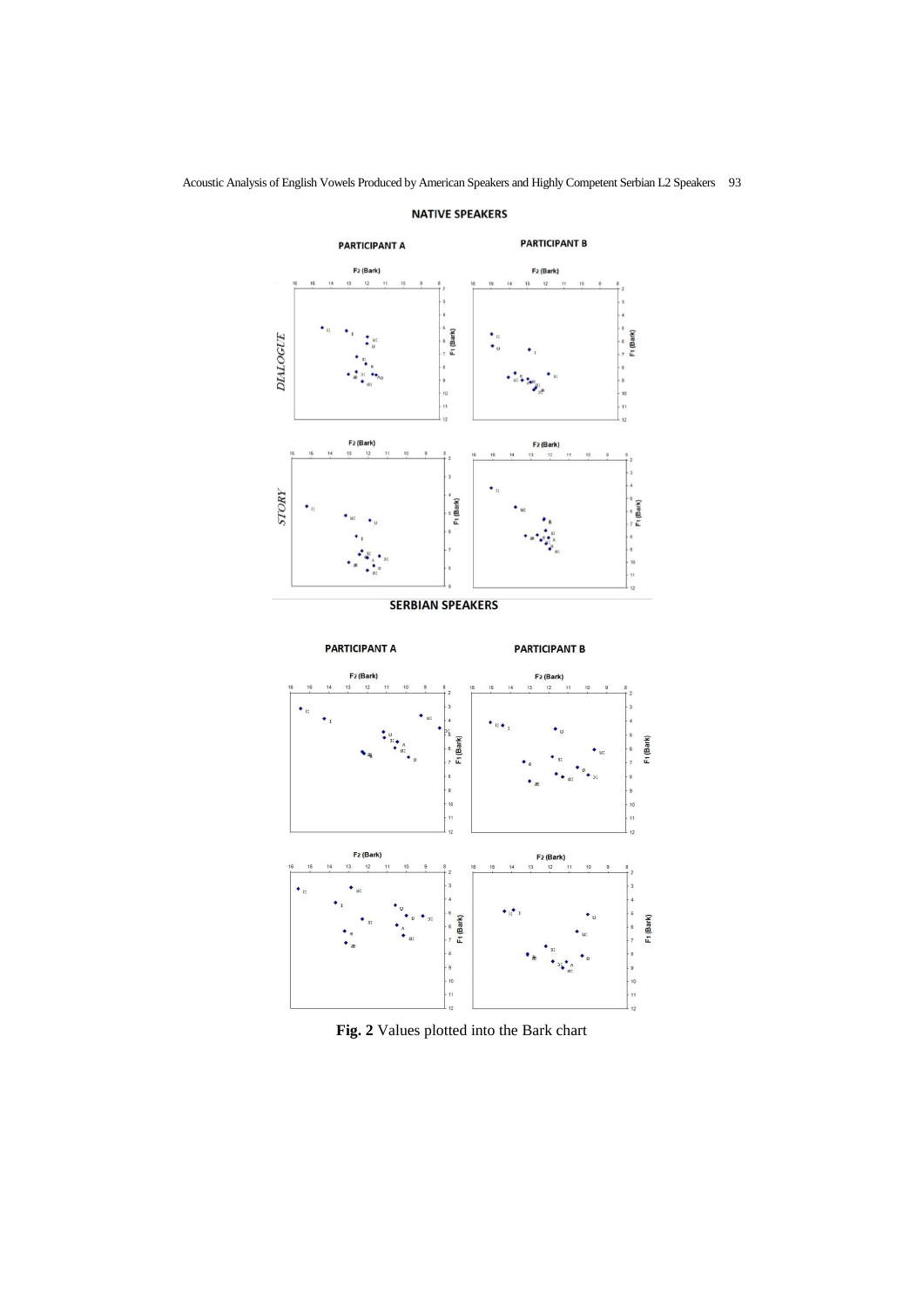**Fig. 2** Values plotted into the Bark chart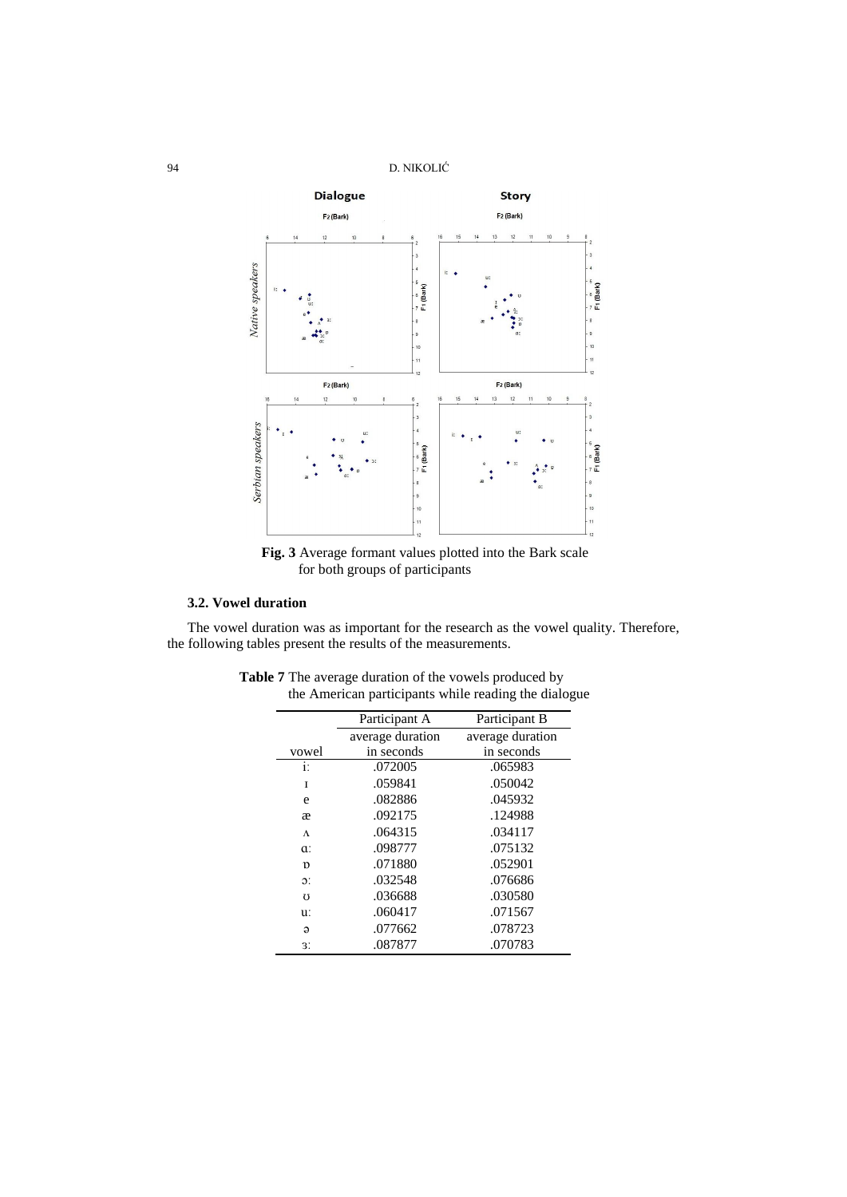**Fig. 3** Average formant values plotted into the Bark scale for both groups of participants

### 3.2. Vowel duration

The vowel duration was as important for the research as the vowel quality. Therefore, the following tables present the results of the measurements.

**Table 7** The average duration of the vowels produced by the American participants while reading the dialogue

| vowel | Participant A average duration in seconds | Participant B average duration in seconds |
|---|---|---|
| iː | .072005 | .065983 |
| ɪ | .059841 | .050042 |
| e | .082886 | .045932 |
| æ | .092175 | .124988 |
| ʌ | .064315 | .034117 |
| ɑː | .098777 | .075132 |
| ɒ | .071880 | .052901 |
| ɔː | .032548 | .076686 |
| ʊ | .036688 | .030580 |
| uː | .060417 | .071567 |
| ə | .077662 | .078723 |
| ɜː | .087877 | .070783 |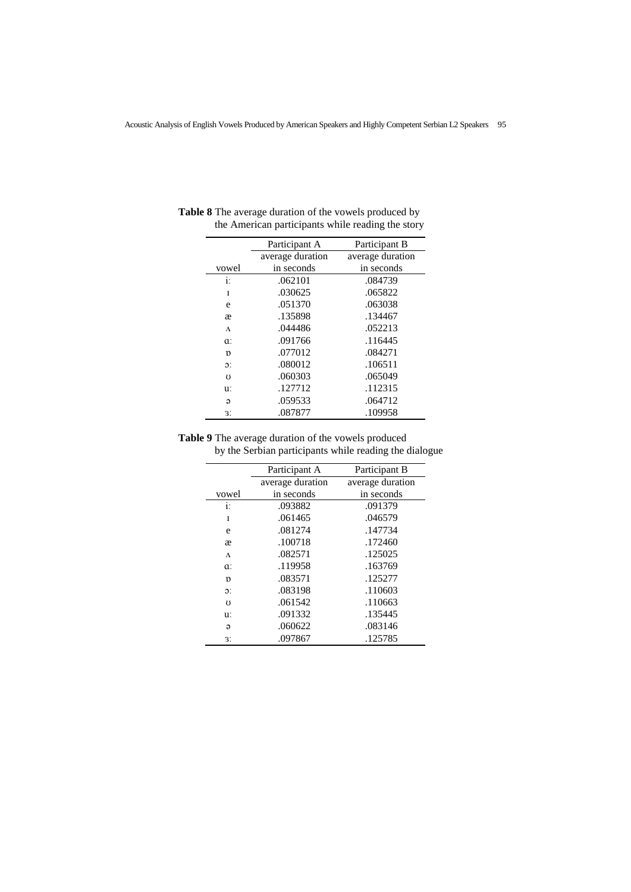**Table 8** The average duration of the vowels produced by the American participants while reading the story

| | Participant A | Participant B |
|---|---|---|
| vowel | average duration in seconds | average duration in seconds |
| iː | .062101 | .084739 |
| ɪ | .030625 | .065822 |
| e | .051370 | .063038 |
| æ | .135898 | .134467 |
| ʌ | .044486 | .052213 |
| ɑː | .091766 | .116445 |
| ɒ | .077012 | .084271 |
| ɔː | .080012 | .106511 |
| ʊ | .060303 | .065049 |
| uː | .127712 | .112315 |
| ə | .059533 | .064712 |
| ɜː | .087877 | .109958 |

**Table 9** The average duration of the vowels produced by the Serbian participants while reading the dialogue

| | Participant A | Participant B |
|---|---|---|
| vowel | average duration in seconds | average duration in seconds |
| iː | .093882 | .091379 |
| ɪ | .061465 | .046579 |
| e | .081274 | .147734 |
| æ | .100718 | .172460 |
| ʌ | .082571 | .125025 |
| ɑː | .119958 | .163769 |
| ɒ | .083571 | .125277 |
| ɔː | .083198 | .110603 |
| ʊ | .061542 | .110663 |
| uː | .091332 | .135445 |
| ə | .060622 | .083146 |
| ɜː | .097867 | .125785 |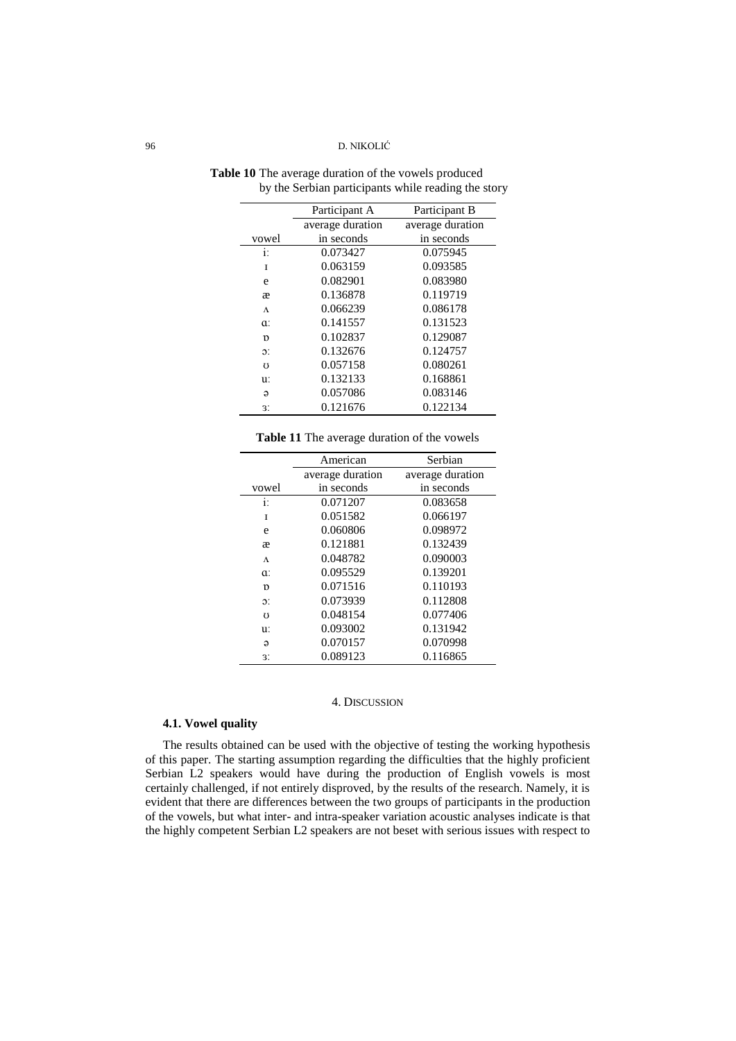**Table 10** The average duration of the vowels produced by the Serbian participants while reading the story

| vowel | Participant A<br>average duration in seconds | Participant B<br>average duration in seconds |
|---|---|---|
| iː | 0.073427 | 0.075945 |
| ɪ | 0.063159 | 0.093585 |
| e | 0.082901 | 0.083980 |
| æ | 0.136878 | 0.119719 |
| ʌ | 0.066239 | 0.086178 |
| ɑː | 0.141557 | 0.131523 |
| ɒ | 0.102837 | 0.129087 |
| ɔː | 0.132676 | 0.124757 |
| ʊ | 0.057158 | 0.080261 |
| uː | 0.132133 | 0.168861 |
| ə | 0.057086 | 0.083146 |
| ɜː | 0.121676 | 0.122134 |

**Table 11** The average duration of the vowels

| vowel | American<br>average duration in seconds | Serbian<br>average duration in seconds |
|---|---|---|
| iː | 0.071207 | 0.083658 |
| ɪ | 0.051582 | 0.066197 |
| e | 0.060806 | 0.098972 |
| æ | 0.121881 | 0.132439 |
| ʌ | 0.048782 | 0.090003 |
| ɑː | 0.095529 | 0.139201 |
| ɒ | 0.071516 | 0.110193 |
| ɔː | 0.073939 | 0.112808 |
| ʊ | 0.048154 | 0.077406 |
| uː | 0.093002 | 0.131942 |
| ə | 0.070157 | 0.070998 |
| ɜː | 0.089123 | 0.116865 |

## 4. Discussion

### 4.1. Vowel quality

The results obtained can be used with the objective of testing the working hypothesis of this paper. The starting assumption regarding the difficulties that the highly proficient Serbian L2 speakers would have during the production of English vowels is most certainly challenged, if not entirely disproved, by the results of the research. Namely, it is evident that there are differences between the two groups of participants in the production of the vowels, but what inter- and intra-speaker variation acoustic analyses indicate is that the highly competent Serbian L2 speakers are not beset with serious issues with respect to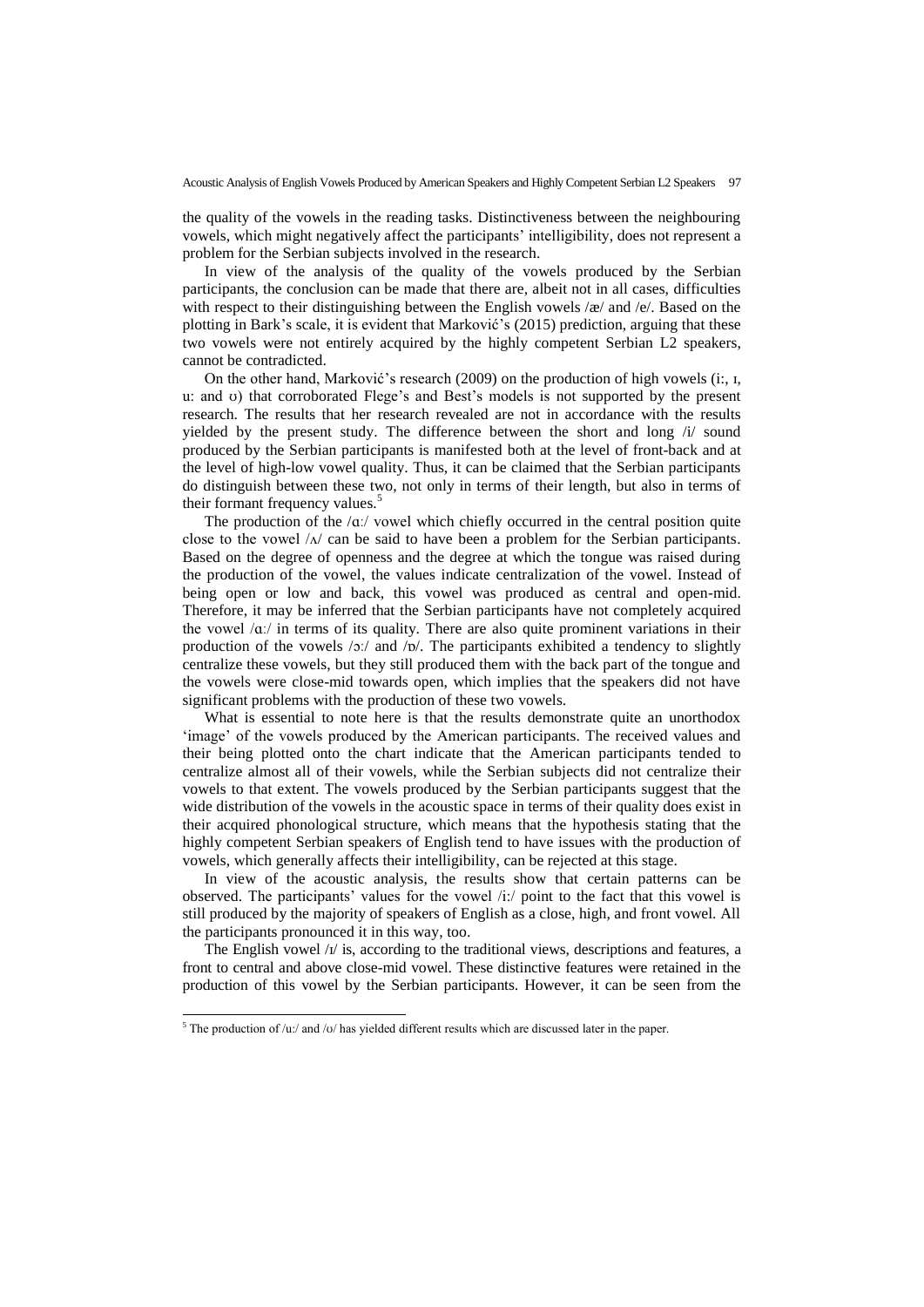the quality of the vowels in the reading tasks. Distinctiveness between the neighbouring vowels, which might negatively affect the participants' intelligibility, does not represent a problem for the Serbian subjects involved in the research.

In view of the analysis of the quality of the vowels produced by the Serbian participants, the conclusion can be made that there are, albeit not in all cases, difficulties with respect to their distinguishing between the English vowels /æ/ and /e/. Based on the plotting in Bark's scale, it is evident that Marković's (2015) prediction, arguing that these two vowels were not entirely acquired by the highly competent Serbian L2 speakers, cannot be contradicted.

On the other hand, Marković's research (2009) on the production of high vowels (iː, ɪ, uː and ʊ) that corroborated Flege's and Best's models is not supported by the present research. The results that her research revealed are not in accordance with the results yielded by the present study. The difference between the short and long /i/ sound produced by the Serbian participants is manifested both at the level of front-back and at the level of high-low vowel quality. Thus, it can be claimed that the Serbian participants do distinguish between these two, not only in terms of their length, but also in terms of their formant frequency values.[5]

The production of the /ɑː/ vowel which chiefly occurred in the central position quite close to the vowel /ʌ/ can be said to have been a problem for the Serbian participants. Based on the degree of openness and the degree at which the tongue was raised during the production of the vowel, the values indicate centralization of the vowel. Instead of being open or low and back, this vowel was produced as central and open-mid. Therefore, it may be inferred that the Serbian participants have not completely acquired the vowel /ɑː/ in terms of its quality. There are also quite prominent variations in their production of the vowels /ɔː/ and /ɒ/. The participants exhibited a tendency to slightly centralize these vowels, but they still produced them with the back part of the tongue and the vowels were close-mid towards open, which implies that the speakers did not have significant problems with the production of these two vowels.

What is essential to note here is that the results demonstrate quite an unorthodox 'image' of the vowels produced by the American participants. The received values and their being plotted onto the chart indicate that the American participants tended to centralize almost all of their vowels, while the Serbian subjects did not centralize their vowels to that extent. The vowels produced by the Serbian participants suggest that the wide distribution of the vowels in the acoustic space in terms of their quality does exist in their acquired phonological structure, which means that the hypothesis stating that the highly competent Serbian speakers of English tend to have issues with the production of vowels, which generally affects their intelligibility, can be rejected at this stage.

In view of the acoustic analysis, the results show that certain patterns can be observed. The participants' values for the vowel /iː/ point to the fact that this vowel is still produced by the majority of speakers of English as a close, high, and front vowel. All the participants pronounced it in this way, too.

The English vowel /ɪ/ is, according to the traditional views, descriptions and features, a front to central and above close-mid vowel. These distinctive features were retained in the production of this vowel by the Serbian participants. However, it can be seen from the

---

[5] The production of /uː/ and /ʊ/ has yielded different results which are discussed later in the paper.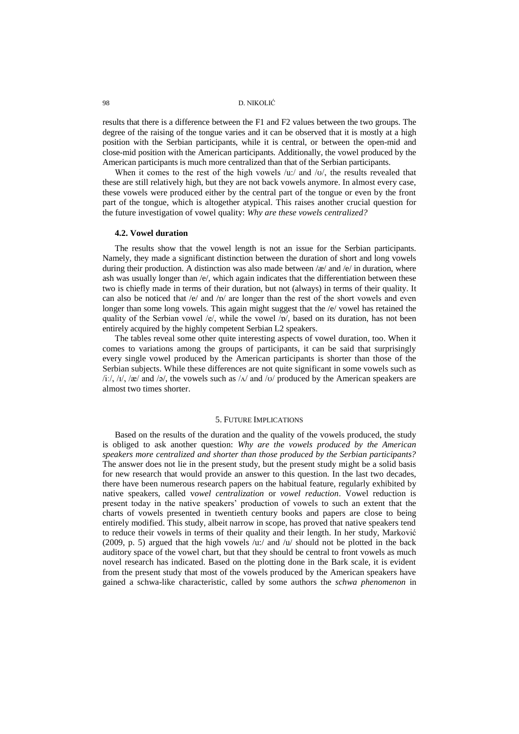results that there is a difference between the F1 and F2 values between the two groups. The degree of the raising of the tongue varies and it can be observed that it is mostly at a high position with the Serbian participants, while it is central, or between the open-mid and close-mid position with the American participants. Additionally, the vowel produced by the American participants is much more centralized than that of the Serbian participants.

When it comes to the rest of the high vowels /uː/ and /ʊ/, the results revealed that these are still relatively high, but they are not back vowels anymore. In almost every case, these vowels were produced either by the central part of the tongue or even by the front part of the tongue, which is altogether atypical. This raises another crucial question for the future investigation of vowel quality: *Why are these vowels centralized?*

### 4.2. Vowel duration

The results show that the vowel length is not an issue for the Serbian participants. Namely, they made a significant distinction between the duration of short and long vowels during their production. A distinction was also made between /æ/ and /e/ in duration, where ash was usually longer than /e/, which again indicates that the differentiation between these two is chiefly made in terms of their duration, but not (always) in terms of their quality. It can also be noticed that /e/ and /ɒ/ are longer than the rest of the short vowels and even longer than some long vowels. This again might suggest that the /e/ vowel has retained the quality of the Serbian vowel /e/, while the vowel /ɒ/, based on its duration, has not been entirely acquired by the highly competent Serbian L2 speakers.

The tables reveal some other quite interesting aspects of vowel duration, too. When it comes to variations among the groups of participants, it can be said that surprisingly every single vowel produced by the American participants is shorter than those of the Serbian subjects. While these differences are not quite significant in some vowels such as /iː/, /ɪ/, /æ/ and /ə/, the vowels such as /ʌ/ and /ʊ/ produced by the American speakers are almost two times shorter.

## 5. Future Implications

Based on the results of the duration and the quality of the vowels produced, the study is obliged to ask another question: *Why are the vowels produced by the American speakers more centralized and shorter than those produced by the Serbian participants?* The answer does not lie in the present study, but the present study might be a solid basis for new research that would provide an answer to this question. In the last two decades, there have been numerous research papers on the habitual feature, regularly exhibited by native speakers, called *vowel centralization* or *vowel reduction*. Vowel reduction is present today in the native speakers' production of vowels to such an extent that the charts of vowels presented in twentieth century books and papers are close to being entirely modified. This study, albeit narrow in scope, has proved that native speakers tend to reduce their vowels in terms of their quality and their length. In her study, Marković (2009, p. 5) argued that the high vowels /uː/ and /u/ should not be plotted in the back auditory space of the vowel chart, but that they should be central to front vowels as much novel research has indicated. Based on the plotting done in the Bark scale, it is evident from the present study that most of the vowels produced by the American speakers have gained a schwa-like characteristic, called by some authors the *schwa phenomenon* in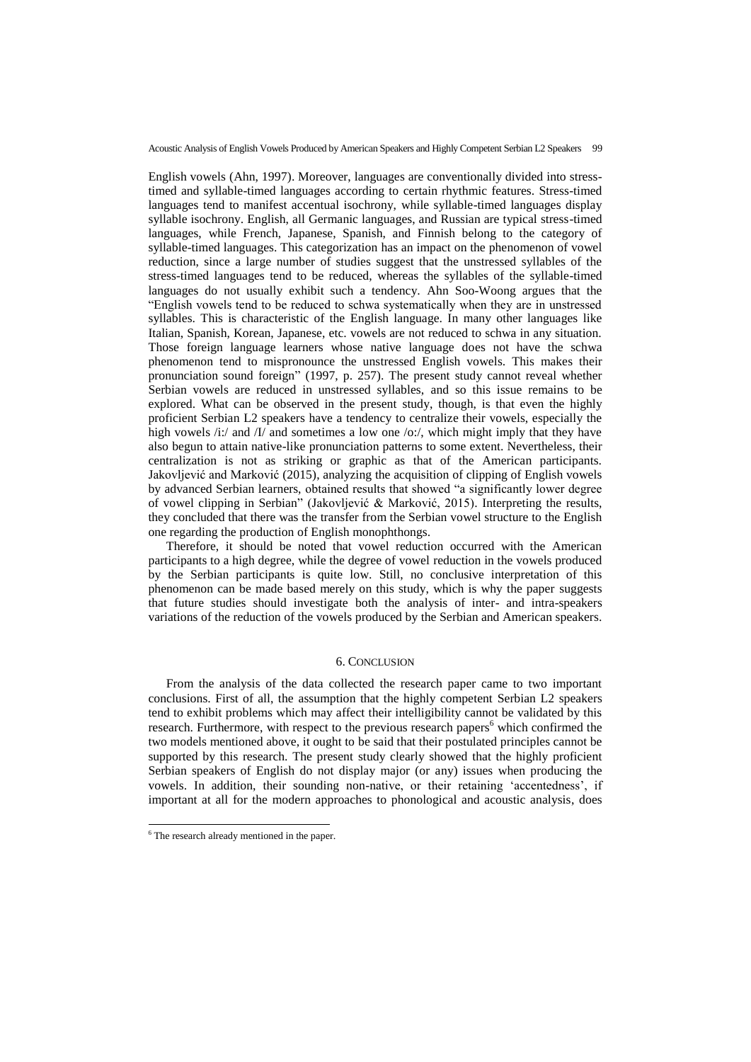English vowels (Ahn, 1997). Moreover, languages are conventionally divided into stress-timed and syllable-timed languages according to certain rhythmic features. Stress-timed languages tend to manifest accentual isochrony, while syllable-timed languages display syllable isochrony. English, all Germanic languages, and Russian are typical stress-timed languages, while French, Japanese, Spanish, and Finnish belong to the category of syllable-timed languages. This categorization has an impact on the phenomenon of vowel reduction, since a large number of studies suggest that the unstressed syllables of the stress-timed languages tend to be reduced, whereas the syllables of the syllable-timed languages do not usually exhibit such a tendency. Ahn Soo-Woong argues that the "English vowels tend to be reduced to schwa systematically when they are in unstressed syllables. This is characteristic of the English language. In many other languages like Italian, Spanish, Korean, Japanese, etc. vowels are not reduced to schwa in any situation. Those foreign language learners whose native language does not have the schwa phenomenon tend to mispronounce the unstressed English vowels. This makes their pronunciation sound foreign" (1997, p. 257). The present study cannot reveal whether Serbian vowels are reduced in unstressed syllables, and so this issue remains to be explored. What can be observed in the present study, though, is that even the highly proficient Serbian L2 speakers have a tendency to centralize their vowels, especially the high vowels /i:/ and /I/ and sometimes a low one /o:/, which might imply that they have also begun to attain native-like pronunciation patterns to some extent. Nevertheless, their centralization is not as striking or graphic as that of the American participants. Jakovljević and Marković (2015), analyzing the acquisition of clipping of English vowels by advanced Serbian learners, obtained results that showed "a significantly lower degree of vowel clipping in Serbian" (Jakovljević & Marković, 2015). Interpreting the results, they concluded that there was the transfer from the Serbian vowel structure to the English one regarding the production of English monophthongs.

Therefore, it should be noted that vowel reduction occurred with the American participants to a high degree, while the degree of vowel reduction in the vowels produced by the Serbian participants is quite low. Still, no conclusive interpretation of this phenomenon can be made based merely on this study, which is why the paper suggests that future studies should investigate both the analysis of inter- and intra-speakers variations of the reduction of the vowels produced by the Serbian and American speakers.

## 6. Conclusion

From the analysis of the data collected the research paper came to two important conclusions. First of all, the assumption that the highly competent Serbian L2 speakers tend to exhibit problems which may affect their intelligibility cannot be validated by this research. Furthermore, with respect to the previous research papers[6] which confirmed the two models mentioned above, it ought to be said that their postulated principles cannot be supported by this research. The present study clearly showed that the highly proficient Serbian speakers of English do not display major (or any) issues when producing the vowels. In addition, their sounding non-native, or their retaining 'accentedness', if important at all for the modern approaches to phonological and acoustic analysis, does

[6] The research already mentioned in the paper.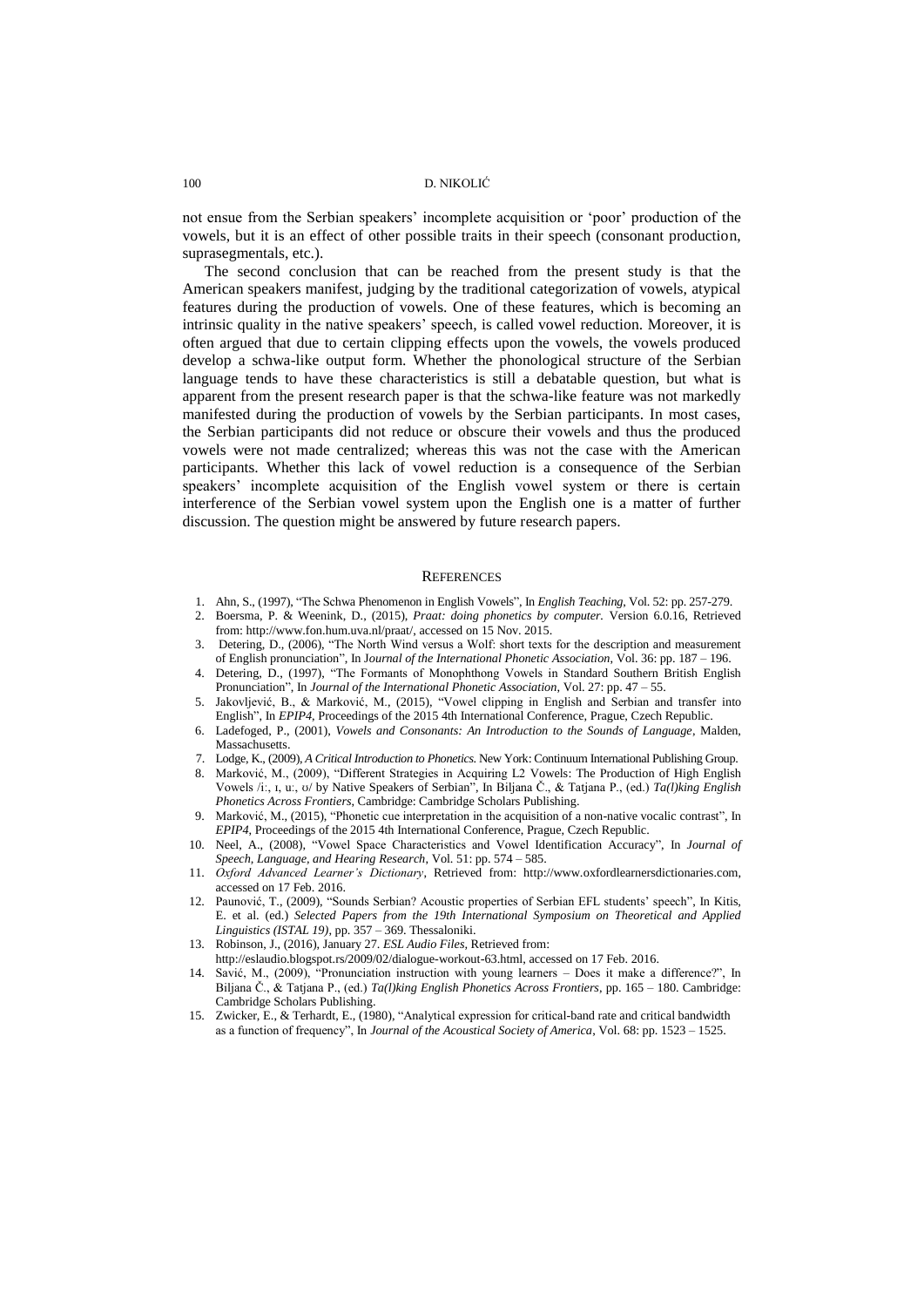not ensue from the Serbian speakers' incomplete acquisition or 'poor' production of the vowels, but it is an effect of other possible traits in their speech (consonant production, suprasegmentals, etc.).

The second conclusion that can be reached from the present study is that the American speakers manifest, judging by the traditional categorization of vowels, atypical features during the production of vowels. One of these features, which is becoming an intrinsic quality in the native speakers' speech, is called vowel reduction. Moreover, it is often argued that due to certain clipping effects upon the vowels, the vowels produced develop a schwa-like output form. Whether the phonological structure of the Serbian language tends to have these characteristics is still a debatable question, but what is apparent from the present research paper is that the schwa-like feature was not markedly manifested during the production of vowels by the Serbian participants. In most cases, the Serbian participants did not reduce or obscure their vowels and thus the produced vowels were not made centralized; whereas this was not the case with the American participants. Whether this lack of vowel reduction is a consequence of the Serbian speakers' incomplete acquisition of the English vowel system or there is certain interference of the Serbian vowel system upon the English one is a matter of further discussion. The question might be answered by future research papers.

## REFERENCES

1. Ahn, S., (1997), "The Schwa Phenomenon in English Vowels", In *English Teaching*, Vol. 52: pp. 257-279.
2. Boersma, P. & Weenink, D., (2015), *Praat: doing phonetics by computer.* Version 6.0.16, Retrieved from: http://www.fon.hum.uva.nl/praat/, accessed on 15 Nov. 2015.
3. Detering, D., (2006), "The North Wind versus a Wolf: short texts for the description and measurement of English pronunciation", In *Journal of the International Phonetic Association*, Vol. 36: pp. 187 – 196.
4. Detering, D., (1997), "The Formants of Monophthong Vowels in Standard Southern British English Pronunciation", In *Journal of the International Phonetic Association*, Vol. 27: pp. 47 – 55.
5. Jakovljević, B., & Marković, M., (2015), "Vowel clipping in English and Serbian and transfer into English", In *EPIP4*, Proceedings of the 2015 4th International Conference, Prague, Czech Republic.
6. Ladefoged, P., (2001), *Vowels and Consonants: An Introduction to the Sounds of Language*, Malden, Massachusetts.
7. Lodge, K., (2009), *A Critical Introduction to Phonetics.* New York: Continuum International Publishing Group.
8. Marković, M., (2009), "Different Strategies in Acquiring L2 Vowels: The Production of High English Vowels /iː, ɪ, uː, ʊ/ by Native Speakers of Serbian", In Biljana Č., & Tatjana P., (ed.) *Ta(l)king English Phonetics Across Frontiers*, Cambridge: Cambridge Scholars Publishing.
9. Marković, M., (2015), "Phonetic cue interpretation in the acquisition of a non-native vocalic contrast", In *EPIP4*, Proceedings of the 2015 4th International Conference, Prague, Czech Republic.
10. Neel, A., (2008), "Vowel Space Characteristics and Vowel Identification Accuracy", In *Journal of Speech, Language, and Hearing Research*, Vol. 51: pp. 574 – 585.
11. *Oxford Advanced Learner's Dictionary*, Retrieved from: http://www.oxfordlearnersdictionaries.com, accessed on 17 Feb. 2016.
12. Paunović, T., (2009), "Sounds Serbian? Acoustic properties of Serbian EFL students' speech", In Kitis, E. et al. (ed.) *Selected Papers from the 19th International Symposium on Theoretical and Applied Linguistics (ISTAL 19)*, pp. 357 – 369. Thessaloniki.
13. Robinson, J., (2016), January 27. *ESL Audio Files*, Retrieved from: http://eslaudio.blogspot.rs/2009/02/dialogue-workout-63.html, accessed on 17 Feb. 2016.
14. Savić, M., (2009), "Pronunciation instruction with young learners – Does it make a difference?", In Biljana Č., & Tatjana P., (ed.) *Ta(l)king English Phonetics Across Frontiers*, pp. 165 – 180. Cambridge: Cambridge Scholars Publishing.
15. Zwicker, E., & Terhardt, E., (1980), "Analytical expression for critical-band rate and critical bandwidth as a function of frequency", In *Journal of the Acoustical Society of America*, Vol. 68: pp. 1523 – 1525.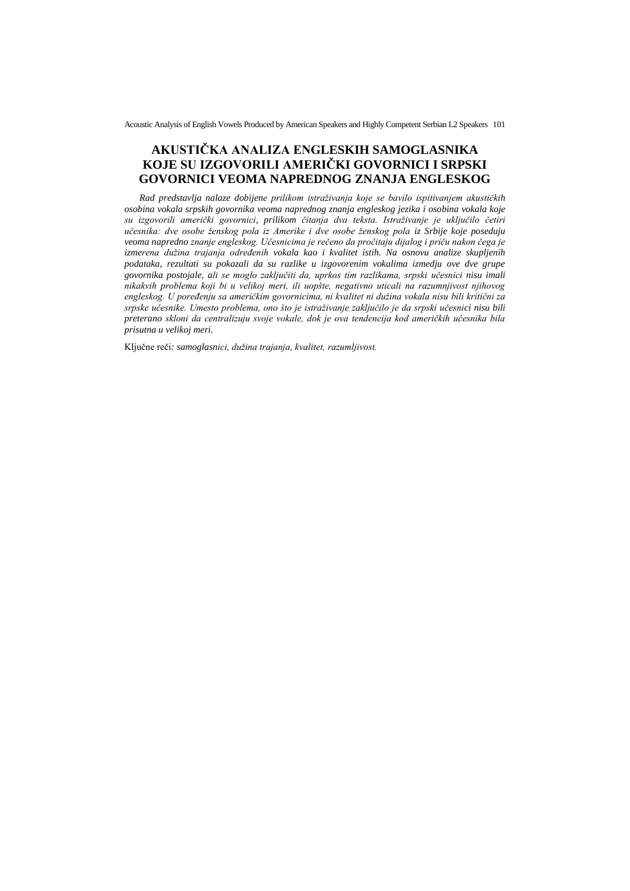# AKUSTIČKA ANALIZA ENGLESKIH SAMOGLASNIKA KOJE SU IZGOVORILI AMERIČKI GOVORNICI I SRPSKI GOVORNICI VEOMA NAPREDNOG ZNANJA ENGLESKOG

*Rad predstavlja nalaze dobijene prilikom istraživanja koje se bavilo ispitivanjem akustičkih osobina vokala srpskih govornika veoma naprednog znanja engleskog jezika i osobina vokala koje su izgovorili američki govornici, prilikom čitanja dva teksta. Istraživanje je uključilo četiri učesnika: dve osobe ženskog pola iz Amerike i dve osobe ženskog pola iz Srbije koje poseduju veoma napredno znanje engleskog. Učesnicima je rečeno da pročitaju dijalog i priču nakon čega je izmerena dužina trajanja određenih vokala kao i kvalitet istih. Na osnovu analize skupljenih podataka, rezultati su pokazali da su razlike u izgovorenim vokalima izmedju ove dve grupe govornika postojale, ali se moglo zaključiti da, uprkos tim razlikama, srpski učesnici nisu imali nikakvih problema koji bi u velikoj meri, ili uopšte, negativno uticali na razumnjivost njihovog engleskog. U poređenju sa američkim govornicima, ni kvalitet ni dužina vokala nisu bili kritični za srpske učesnike. Umesto problema, ono što je istraživanje zaključilo je da srpski učesnici nisu bili preterano skloni da centralizuju svoje vokale, dok je ova tendencija kod američkih učesnika bila prisutna u velikoj meri.*

Ključne reči*: samoglasnici, dužina trajanja, kvalitet, razumljivost.*